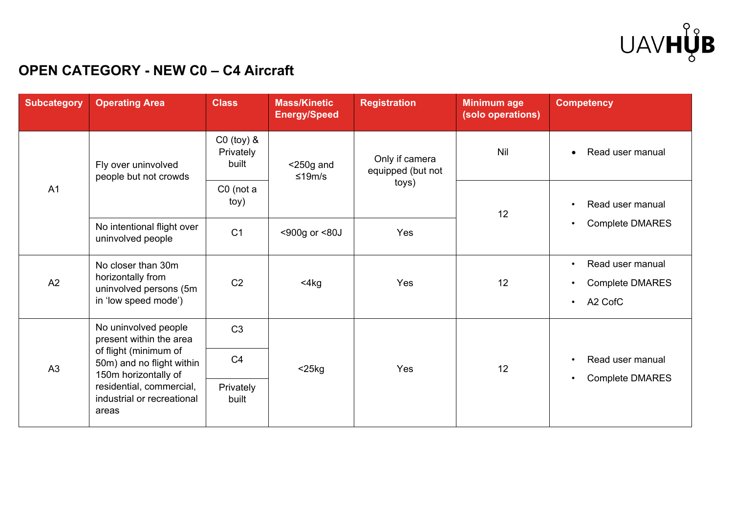## OPEN CATEGORY - NEW C0 – C4 Aircraft

| Subcategory | Operating Area | Class | Mass/Kinetic Energy/Speed | Registration | Minimum age (solo operations) | Competency |
|---|---|---|---|---|---|---|
| A1 | Fly over uninvolved people but not crowds | C0 (toy) & Privately built | <250g and ≤19m/s | Only if camera equipped (but not toys) | Nil | • Read user manual |
| | | C0 (not a toy) | | | 12 | • Read user manual<br>• Complete DMARES |
| | No intentional flight over uninvolved people | C1 | <900g or <80J | Yes | | |
| A2 | No closer than 30m horizontally from uninvolved persons (5m in 'low speed mode') | C2 | <4kg | Yes | 12 | • Read user manual<br>• Complete DMARES<br>• A2 CofC |
| A3 | No uninvolved people present within the area of flight (minimum of 50m) and no flight within 150m horizontally of residential, commercial, industrial or recreational areas | C3 | <25kg | Yes | 12 | • Read user manual<br>• Complete DMARES |
| | | C4 | | | | |
| | | Privately built | | | | |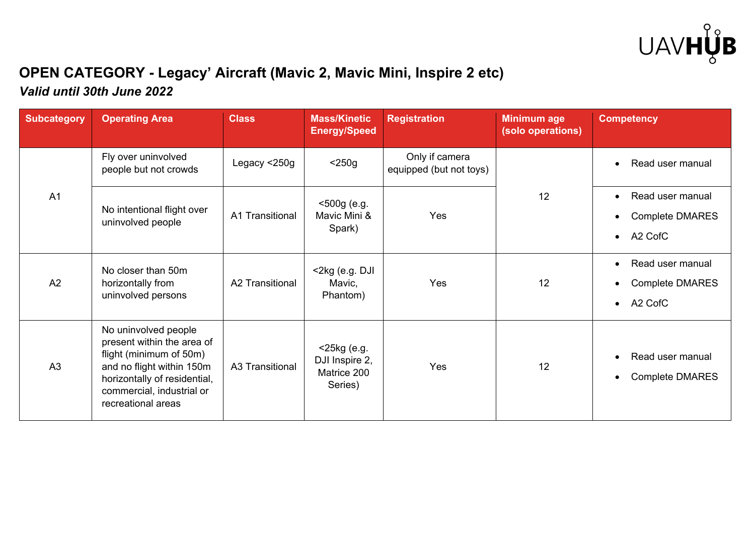# OPEN CATEGORY - Legacy' Aircraft (Mavic 2, Mavic Mini, Inspire 2 etc)

***Valid until 30th June 2022***

| Subcategory | Operating Area | Class | Mass/Kinetic Energy/Speed | Registration | Minimum age (solo operations) | Competency |
|---|---|---|---|---|---|---|
| A1 | Fly over uninvolved people but not crowds | Legacy <250g | <250g | Only if camera equipped (but not toys) | 12 | • Read user manual |
| | No intentional flight over uninvolved people | A1 Transitional | <500g (e.g. Mavic Mini & Spark) | Yes | | • Read user manual<br>• Complete DMARES<br>• A2 CofC |
| A2 | No closer than 50m horizontally from uninvolved persons | A2 Transitional | <2kg (e.g. DJI Mavic, Phantom) | Yes | 12 | • Read user manual<br>• Complete DMARES<br>• A2 CofC |
| A3 | No uninvolved people present within the area of flight (minimum of 50m) and no flight within 150m horizontally of residential, commercial, industrial or recreational areas | A3 Transitional | <25kg (e.g. DJI Inspire 2, Matrice 200 Series) | Yes | 12 | • Read user manual<br>• Complete DMARES |